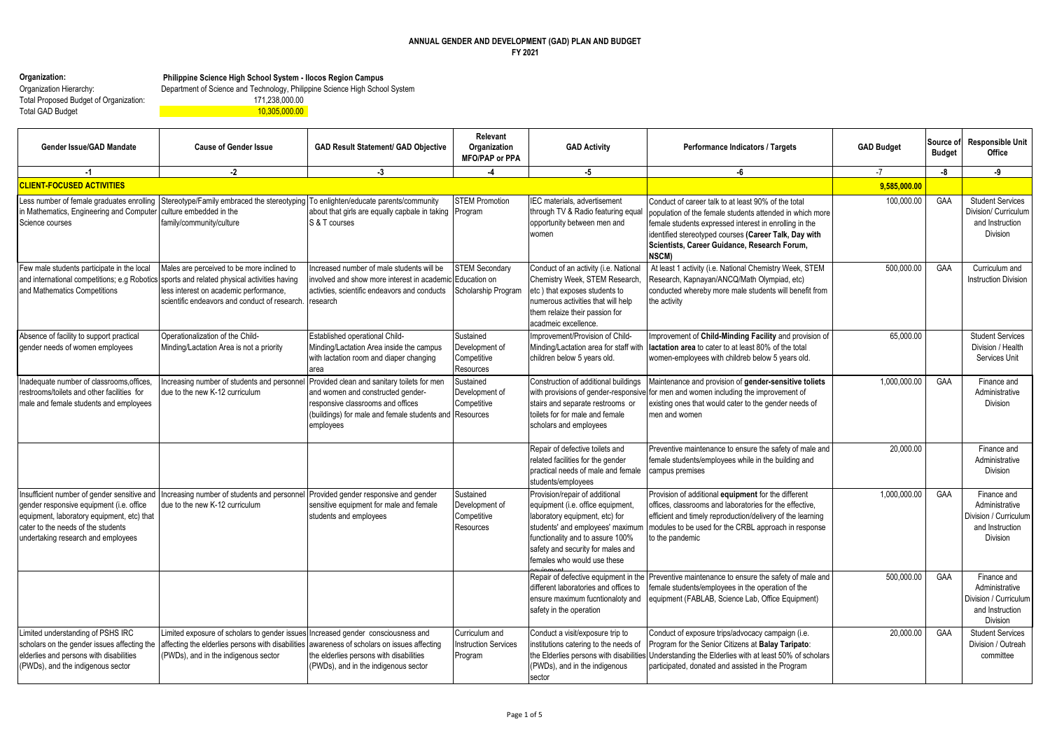# ANNUAL GENDER AND DEVELOPMENT (GAD) PLAN AND BUDGET

## FY 2021

**Organization:** **Philippine Science High School System - Ilocos Region Campus**

Organization Hierarchy: Department of Science and Technology, Philippine Science High School System

Total Proposed Budget of Organization: 171,238,000.00

Total GAD Budget: 10,305,000.00

| Gender Issue/GAD Mandate | Cause of Gender Issue | GAD Result Statement/ GAD Objective | Relevant Organization MFO/PAP or PPA | GAD Activity | Performance Indicators / Targets | GAD Budget | Source of Budget | Responsible Unit Office |
|---|---|---|---|---|---|---|---|---|
| -1 | -2 | -3 | -4 | -5 | -6 | -7 | -8 | -9 |
| **CLIENT-FOCUSED ACTIVITIES** | | | | | | **9,585,000.00** | | |
| Less number of female graduates enrolling in Mathematics, Engineering and Computer Science courses | Stereotype/Family embraced the stereotyping culture embedded in the family/community/culture | To enlighten/educate parents/community about that girls are equally capbale in taking S & T courses | STEM Promotion Program | IEC materials, advertisement through TV & Radio featuring equal opportunity between men and women | Conduct of career talk to at least 90% of the total population of the female students attended in which more female students expressed interest in enrolling in the identified stereotyped courses **(Career Talk, Day with Scientists, Career Guidance, Research Forum, NSCM)** | 100,000.00 | GAA | Student Services Division/ Curriculum and Instruction Division |
| Few male students participate in the local and international competitions; e.g Robotics and Mathematics Competitions | Males are perceived to be more inclined to sports and related physical activities having less interest on academic performance, scientific endeavors and conduct of research. | Increased number of male students will be involved and show more interest in academic activties, scientific endeavors and conducts research | STEM Secondary Education on Scholarship Program | Conduct of an activity (i.e. National Chemistry Week, STEM Research, etc ) that exposes students to numerous activities that will help them relaize their passion for acadmeic excellence. | At least 1 activity (i.e. National Chemistry Week, STEM Research, Kapnayan/ANCQ/Math Olympiad, etc) conducted whereby more male students will benefit from the activity | 500,000.00 | GAA | Curriculum and Instruction Division |
| Absence of facility to support practical gender needs of women employees | Operationalization of the Child-Minding/Lactation Area is not a priority | Established operational Child-Minding/Lactation Area inside the campus with lactation room and diaper changing area | Sustained Development of Competitive Resources | Improvement/Provision of Child-Minding/Lactation area for staff with children below 5 years old. | Improvement of **Child-Minding Facility** and provision of **lactation area** to cater to at least 80% of the total women-employees with childreb below 5 years old. | 65,000.00 | | Student Services Division / Health Services Unit |
| Inadequate number of classrooms,offices, restrooms/toilets and other facilities for male and female students and employees | Increasing number of students and personnel due to the new K-12 curriculum | Provided clean and sanitary toilets for men and women and constructed gender-responsive classrooms and offices (buildings) for male and female students and employees | Sustained Development of Competitive Resources | Construction of additional buildings with provisions of gender-responsive stairs and separate restrooms or toilets for for male and female scholars and employees | Maintenance and provision of **gender-sensitive toliets** for men and women including the improvement of existing ones that would cater to the gender needs of men and women | 1,000,000.00 | GAA | Finance and Administrative Division |
| | | | | Repair of defective toilets and related facilities for the gender practical needs of male and female students/employees | Preventive maintenance to ensure the safety of male and female students/employees while in the building and campus premises | 20,000.00 | | Finance and Administrative Division |
| Insufficient number of gender sensitive and gender responsive equipment (i.e. office equipment, laboratory equipment, etc) that cater to the needs of the students undertaking research and employees | Increasing number of students and personnel due to the new K-12 curriculum | Provided gender responsive and gender sensitive equipment for male and female students and employees | Sustained Development of Competitive Resources | Provision/repair of additional equipment (i.e. office equipment, laboratory equipment, etc) for students' and employees' maximum functionality and to assure 100% safety and security for males and females who would use these equipment | Provision of additional **equipment** for the different offices, classrooms and laboratories for the effective, efficient and timely reproduction/delivery of the learning modules to be used for the CRBL approach in response to the pandemic | 1,000,000.00 | GAA | Finance and Administrative Division / Curriculum and Instruction Division |
| | | | | Repair of defective equipment in the different laboratories and offices to ensure maximum fucntionaloty and safety in the operation | Preventive maintenance to ensure the safety of male and female students/employees in the operation of the equipment (FABLAB, Science Lab, Office Equipment) | 500,000.00 | GAA | Finance and Administrative Division / Curriculum and Instruction Division |
| Limited understanding of PSHS IRC scholars on the gender issues affecting the elderlies and persons with disabilities (PWDs), and the indigenous sector | Limited exposure of scholars to gender issues affecting the elderlies persons with disabilities (PWDs), and in the indigenous sector | Increased gender consciousness and awareness of scholars on issues affecting the elderlies persons with disabilities (PWDs), and in the indigenous sector | Curriculum and Instruction Services Program | Conduct a visit/exposure trip to institutions catering to the needs of the Elderlies persons with disabilities (PWDs), and in the indigenous sector | Conduct of exposure trips/advocacy campaign (i.e. Program for the Senior Citizens at **Balay Taripato**: Understanding the Elderlies with at least 50% of scholars participated, donated and assisted in the Program | 20,000.00 | GAA | Student Services Division / Outreah committee |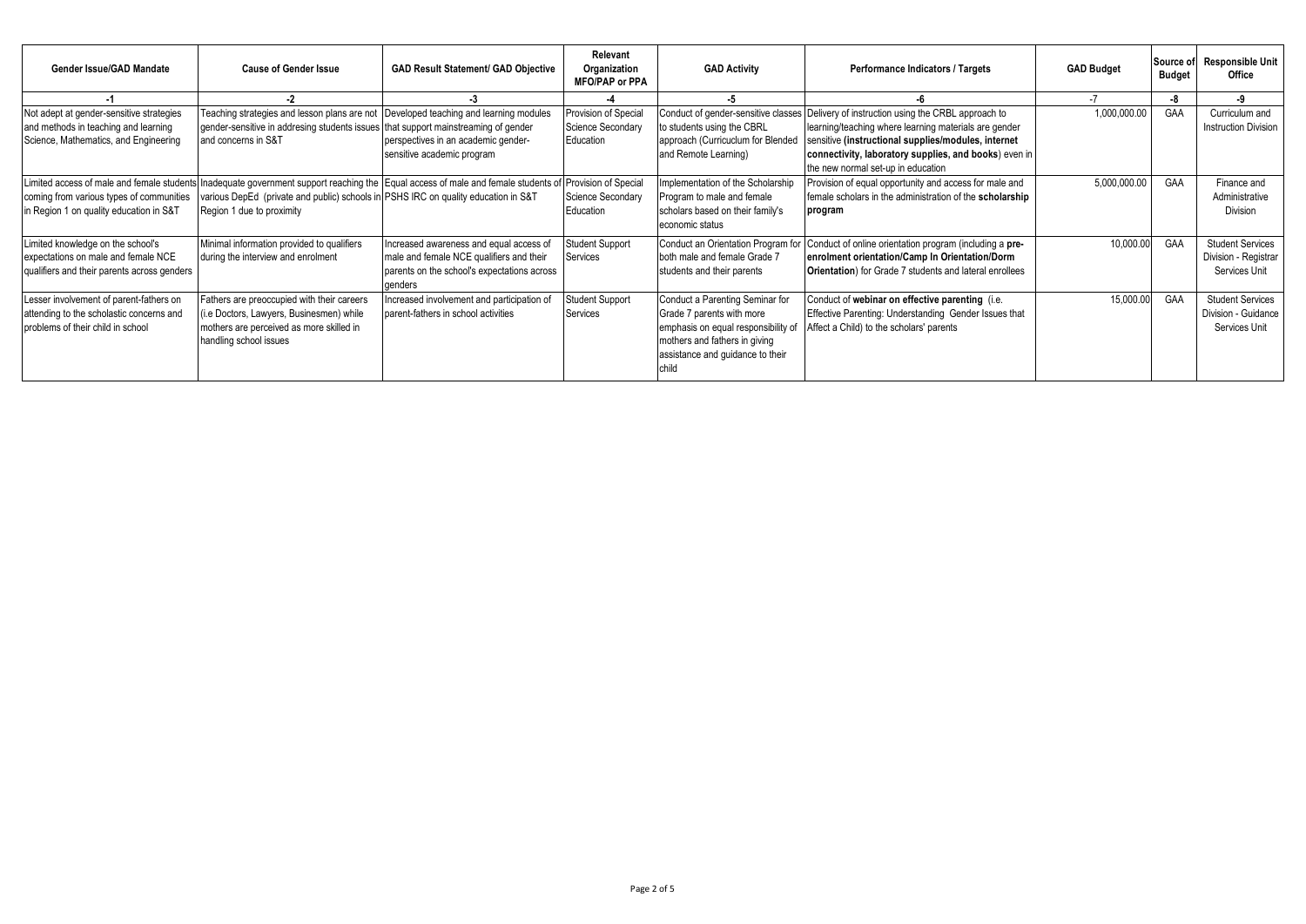| Gender Issue/GAD Mandate | Cause of Gender Issue | GAD Result Statement/ GAD Objective | Relevant Organization MFO/PAP or PPA | GAD Activity | Performance Indicators / Targets | GAD Budget | Source of Budget | Responsible Unit Office |
|---|---|---|---|---|---|---|---|---|
| -1 | -2 | -3 | -4 | -5 | -6 | -7 | -8 | -9 |
| Not adept at gender-sensitive strategies and methods in teaching and learning Science, Mathematics, and Engineering | Teaching strategies and lesson plans are not gender-sensitive in addresing students issues and concerns in S&T | Developed teaching and learning modules that support mainstreaming of gender perspectives in an academic gender-sensitive academic program | Provision of Special Science Secondary Education | Conduct of gender-sensitive classes to students using the CBRL approach (Curriculum for Blended and Remote Learning) | Delivery of instruction using the CRBL approach to learning/teaching where learning materials are gender sensitive **(instructional supplies/modules, internet connectivity, laboratory supplies, and books**) even in the new normal set-up in education | 1,000,000.00 | GAA | Curriculum and Instruction Division |
| Limited access of male and female students coming from various types of communities in Region 1 on quality education in S&T | Inadequate government support reaching the various DepEd (private and public) schools in Region 1 due to proximity | Equal access of male and female students of PSHS IRC on quality education in S&T | Provision of Special Science Secondary Education | Implementation of the Scholarship Program to male and female scholars based on their family's economic status | Provision of equal opportunity and access for male and female scholars in the administration of the **scholarship program** | 5,000,000.00 | GAA | Finance and Administrative Division |
| Limited knowledge on the school's expectations on male and female NCE qualifiers and their parents across genders | Minimal information provided to qualifiers during the interview and enrolment | Increased awareness and equal access of male and female NCE qualifiers and their parents on the school's expectations across genders | Student Support Services | Conduct an Orientation Program for both male and female Grade 7 students and their parents | Conduct of online orientation program (including a **pre-enrolment orientation/Camp In Orientation/Dorm Orientation**) for Grade 7 students and lateral enrollees | 10,000.00 | GAA | Student Services Division - Registrar Services Unit |
| Lesser involvement of parent-fathers on attending to the scholastic concerns and problems of their child in school | Fathers are preoccupied with their careers (i.e Doctors, Lawyers, Businesmen) while mothers are perceived as more skilled in handling school issues | Increased involvement and participation of parent-fathers in school activities | Student Support Services | Conduct a Parenting Seminar for Grade 7 parents with more emphasis on equal responsibility of mothers and fathers in giving assistance and guidance to their child | Conduct of **webinar on effective parenting** (i.e. Effective Parenting: Understanding Gender Issues that Affect a Child) to the scholars' parents | 15,000.00 | GAA | Student Services Division - Guidance Services Unit |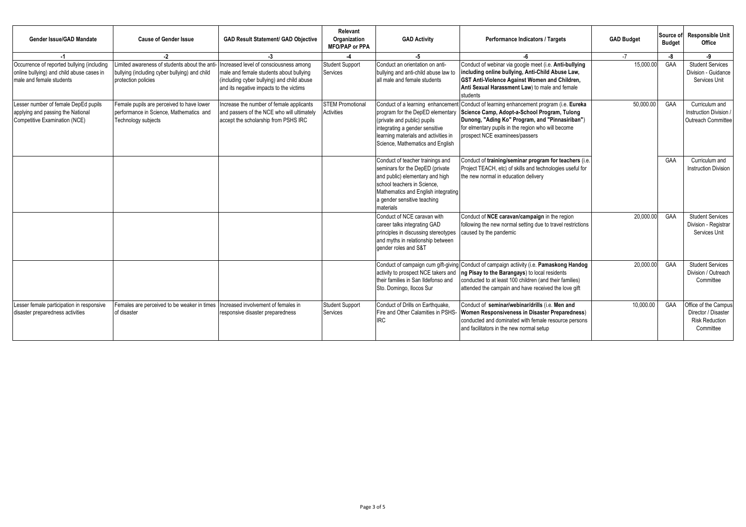| Gender Issue/GAD Mandate | Cause of Gender Issue | GAD Result Statement/ GAD Objective | Relevant Organization MFO/PAP or PPA | GAD Activity | Performance Indicators / Targets | GAD Budget | Source of Budget | Responsible Unit Office |
|---|---|---|---|---|---|---|---|---|
| -1 | -2 | -3 | -4 | -5 | -6 | -7 | -8 | -9 |
| Occurrence of reported bullying (including online bullying) and child abuse cases in male and female students | Limited awareness of students about the anti-bullying (including cyber bullying) and child protection policies | Increased level of consciousness among male and female students about bullying (including cyber bullying) and child abuse and its negative impacts to the victims | Student Support Services | Conduct an orientation on anti-bullying and anti-child abuse law to all male and female students | Conduct of webinar via google meet (i.e. **Anti-bullying including online bullying, Anti-Child Abuse Law, GST Anti-Violence Against Women and Children, Anti Sexual Harassment Law**) to male and female students | 15,000.00 | GAA | Student Services Division - Guidance Services Unit |
| Lesser number of female DepEd pupils applying and passing the National Competitive Examination (NCE) | Female pupils are perceived to have lower performance in Science, Mathematics and Technology subjects | Increase the number of female applicants and passers of the NCE who will ultimately accept the scholarship from PSHS IRC | STEM Promotional Activities | Conduct of a learning enhancement program for the DepED elementary (private and public) pupils integrating a gender sensitive learning materials and activities in Science, Mathematics and English | Conduct of learning enhancement program (i.e. **Eureka Science Camp, Adopt-a-School Program, Tulong Dunong, "Ading Ko" Program, and "Pinnasiriban"**) for elmentary pupils in the region who will become prospect NCE examinees/passers | 50,000.00 | GAA | Curriculum and Instruction Division / Outreach Committee |
| | | | | Conduct of teacher trainings and seminars for the DepED (private and public) elementary and high school teachers in Science, Mathematics and English integrating a gender sensitive teaching materials | Conduct of **training/seminar program for teachers** (i.e. Project TEACH, etc) of skills and technologies useful for the new normal in education delivery | | GAA | Curriculum and Instruction Division |
| | | | | Conduct of NCE caravan with career talks integrating GAD principles in discussing stereotypes and myths in relationship between gender roles and S&T | Conduct of **NCE caravan/campaign** in the region following the new normal setting due to travel restrictions caused by the pandemic | 20,000.00 | GAA | Student Services Division - Registrar Services Unit |
| | | | | Conduct of campaign cum gift-giving activity to prospect NCE takers and their families in San Ildefonso and Sto. Domingo, Ilocos Sur | Conduct of campaign actiivity (i.e. **Pamaskong Handog ng Pisay to the Barangays**) to local residents conducted to at least 100 children (and their families) attended the campain and have received the love gift | 20,000.00 | GAA | Student Services Division / Outreach Committee |
| Lesser female participation in responsive disaster preparedness activities | Females are perceived to be weaker in times of disaster | Increased involvement of females in responsive disaster preparedness | Student Support Services | Conduct of Drills on Earthquake, Fire and Other Calamities in PSHS-IRC | Conduct of **seminar/webinar/drills** (i.e. **Men and Women Responsiveness in Disaster Preparedness**) conducted and dominated with female resource persons and facilitators in the new normal setup | 10,000.00 | GAA | Office of the Campus Director / Disaster Risk Reduction Committee |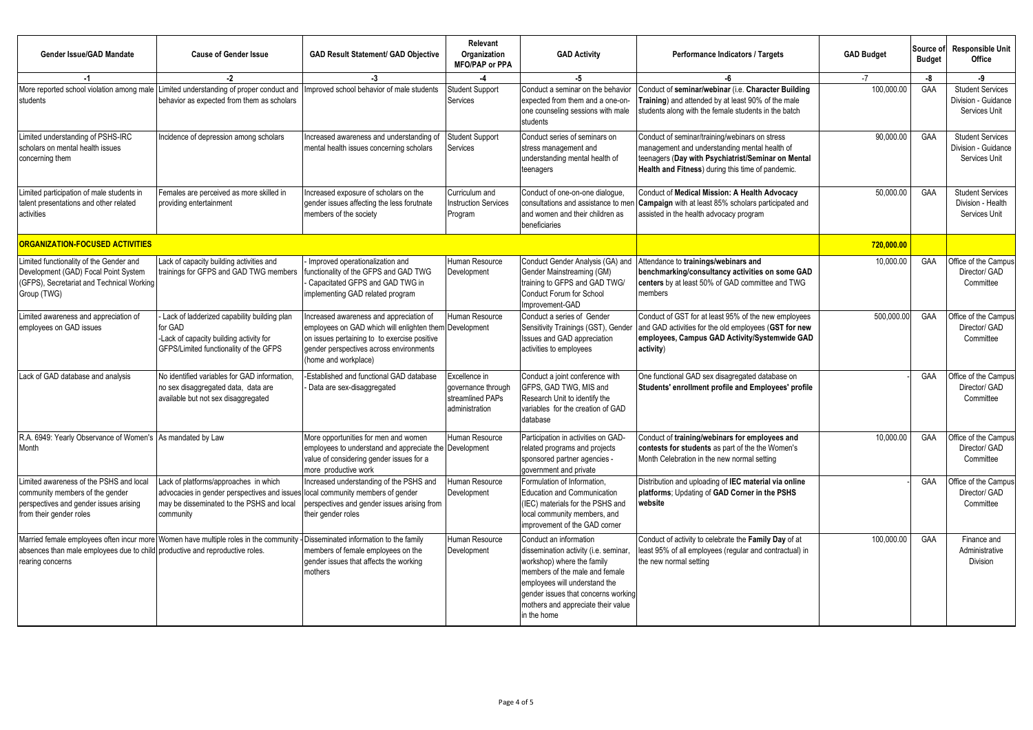| Gender Issue/GAD Mandate | Cause of Gender Issue | GAD Result Statement/ GAD Objective | Relevant Organization MFO/PAP or PPA | GAD Activity | Performance Indicators / Targets | GAD Budget | Source of Budget | Responsible Unit Office |
|---|---|---|---|---|---|---|---|---|
| -1 | -2 | -3 | -4 | -5 | -6 | -7 | -8 | -9 |
| More reported school violation among male students | Limited understanding of proper conduct and behavior as expected from them as scholars | Improved school behavior of male students | Student Support Services | Conduct a seminar on the behavior expected from them and a one-on-one counseling sessions with male students | Conduct of **seminar/webinar** (i.e. **Character Building Training**) and attended by at least 90% of the male students along with the female students in the batch | 100,000.00 | GAA | Student Services Division - Guidance Services Unit |
| Limited understanding of PSHS-IRC scholars on mental health issues concerning them | Incidence of depression among scholars | Increased awareness and understanding of mental health issues concerning scholars | Student Support Services | Conduct series of seminars on stress management and understanding mental health of teenagers | Conduct of seminar/training/webinars on stress management and understanding mental health of teenagers (**Day with Psychiatrist/Seminar on Mental Health and Fitness**) during this time of pandemic. | 90,000.00 | GAA | Student Services Division - Guidance Services Unit |
| Limited participation of male students in talent presentations and other related activities | Females are perceived as more skilled in providing entertainment | Increased exposure of scholars on the gender issues affecting the less forutnate members of the society | Curriculum and Instruction Services Program | Conduct of one-on-one dialogue, consultations and assistance to men and women and their children as beneficiaries | Conduct of **Medical Mission: A Health Advocacy Campaign** with at least 85% scholars participated and assisted in the health advocacy program | 50,000.00 | GAA | Student Services Division - Health Services Unit |
| **ORGANIZATION-FOCUSED ACTIVITIES** | | | | | | **720,000.00** | | |
| Limited functionality of the Gender and Development (GAD) Focal Point System (GFPS), Secretariat and Technical Working Group (TWG) | Lack of capacity building activities and trainings for GFPS and GAD TWG members | - Improved operationalization and functionality of the GFPS and GAD TWG<br>- Capacitated GFPS and GAD TWG in implementing GAD related program | Human Resource Development | Conduct Gender Analysis (GA) and Gender Mainstreaming (GM) training to GFPS and GAD TWG/ Conduct Forum for School Improvement-GAD | Attendance to **trainings/webinars and benchmarking/consultancy activities on some GAD centers** by at least 50% of GAD committee and TWG members | 10,000.00 | GAA | Office of the Campus Director/ GAD Committee |
| Limited awareness and appreciation of employees on GAD issues | - Lack of ladderized capability building plan for GAD<br>-Lack of capacity building activity for GFPS/Limited functionality of the GFPS | Increased awareness and appreciation of employees on GAD which will enlighten them on issues pertaining to to exercise positive gender perspectives across environments (home and workplace) | Human Resource Development | Conduct a series of Gender Sensitivity Trainings (GST), Gender Issues and GAD appreciation activities to employees | Conduct of GST for at least 95% of the new employees and GAD activities for the old employees (**GST for new employees, Campus GAD Activity/Systemwide GAD activity**) | 500,000.00 | GAA | Office of the Campus Director/ GAD Committee |
| Lack of GAD database and analysis | No identified variables for GAD information, no sex disaggregated data, data are available but not sex disaggregated | -Established and functional GAD database<br>- Data are sex-disaggregated | Excellence in governance through streamlined PAPs administration | Conduct a joint conference with GFPS, GAD TWG, MIS and Research Unit to identify the variables for the creation of GAD database | One functional GAD sex disagregated database on **Students' enrollment profile and Employees' profile** | - | GAA | Office of the Campus Director/ GAD Committee |
| R.A. 6949: Yearly Observance of Women's Month | As mandated by Law | More opportunities for men and women employees to understand and appreciate the value of considering gender issues for a more productive work | Human Resource Development | Participation in activities on GAD-related programs and projects sponsored partner agencies - government and private | Conduct of **training/webinars for employees and contests for students** as part of the the Women's Month Celebration in the new normal setting | 10,000.00 | GAA | Office of the Campus Director/ GAD Committee |
| Limited awareness of the PSHS and local community members of the gender perspectives and gender issues arising from their gender roles | Lack of platforms/approaches in which advocacies in gender perspectives and issues may be disseminated to the PSHS and local community | Increased understanding of the PSHS and local community members of gender perspectives and gender issues arising from their gender roles | Human Resource Development | Formulation of Information, Education and Communication (IEC) materials for the PSHS and local community members, and improvement of the GAD corner | Distribution and uploading of **IEC material via online platforms**; Updating of **GAD Corner in the PSHS website** | - | GAA | Office of the Campus Director/ GAD Committee |
| Married female employees often incur more absences than male employees due to child rearing concerns | Women have multiple roles in the community - productive and reproductive roles. | Disseminated information to the family members of female employees on the gender issues that affects the working mothers | Human Resource Development | Conduct an information dissemination activity (i.e. seminar, workshop) where the family members of the male and female employees will understand the gender issues that concerns working mothers and appreciate their value in the home | Conduct of activity to celebrate the **Family Day** of at least 95% of all employees (regular and contractual) in the new normal setting | 100,000.00 | GAA | Finance and Administrative Division |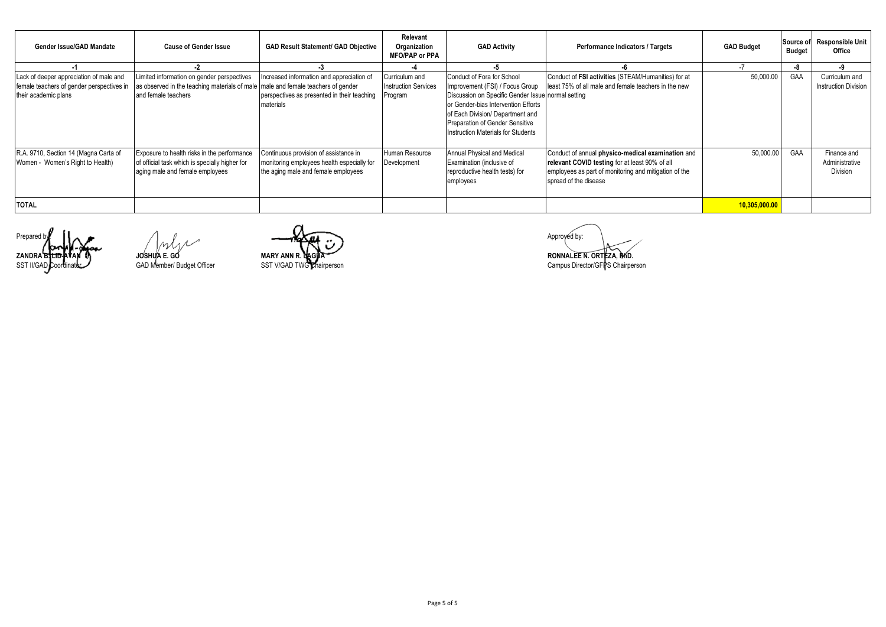| Gender Issue/GAD Mandate | Cause of Gender Issue | GAD Result Statement/ GAD Objective | Relevant Organization MFO/PAP or PPA | GAD Activity | Performance Indicators / Targets | GAD Budget | Source of Budget | Responsible Unit Office |
|---|---|---|---|---|---|---|---|---|
| -1 | -2 | -3 | -4 | -5 | -6 | -7 | -8 | -9 |
| Lack of deeper appreciation of male and female teachers of gender perspectives in their academic plans | Limited information on gender perspectives as observed in the teaching materials of male and female teachers | Increased information and appreciation of male and female teachers of gender perspectives as presented in their teaching materials | Curriculum and Instruction Services Program | Conduct of Fora for School Improvement (FSI) / Focus Group Discussion on Specific Gender Issue or Gender-bias Intervention Efforts of Each Division/ Department and Preparation of Gender Sensitive Instruction Materials for Students | Conduct of **FSI activities** (STEAM/Humanities) for at least 75% of all male and female teachers in the new normal setting | 50,000.00 | GAA | Curriculum and Instruction Division |
| R.A. 9710, Section 14 (Magna Carta of Women - Women's Right to Health) | Exposure to health risks in the performance of official task which is specially higher for aging male and female employees | Continuous provision of assistance in monitoring employees health especially for the aging male and female employees | Human Resource Development | Annual Physical and Medical Examination (inclusive of reproductive health tests) for employees | Conduct of annual **physico-medical examination** and **relevant COVID testing** for at least 90% of all employees as part of monitoring and mitigation of the spread of the disease | 50,000.00 | GAA | Finance and Administrative Division |
| **TOTAL** | | | | | | **10,305,000.00** | | |

Prepared by:

**ZANDRA B. LID-AYAN**
SST II/GAD Coordinator

**JOSHUA E. GO**
GAD Member/ Budget Officer

**MARY ANN R. LAGUA**
SST V/GAD TWG Chairperson

Approved by:

**RONNALEE N. ORTEZA, PhD.**
Campus Director/GFPS Chairperson